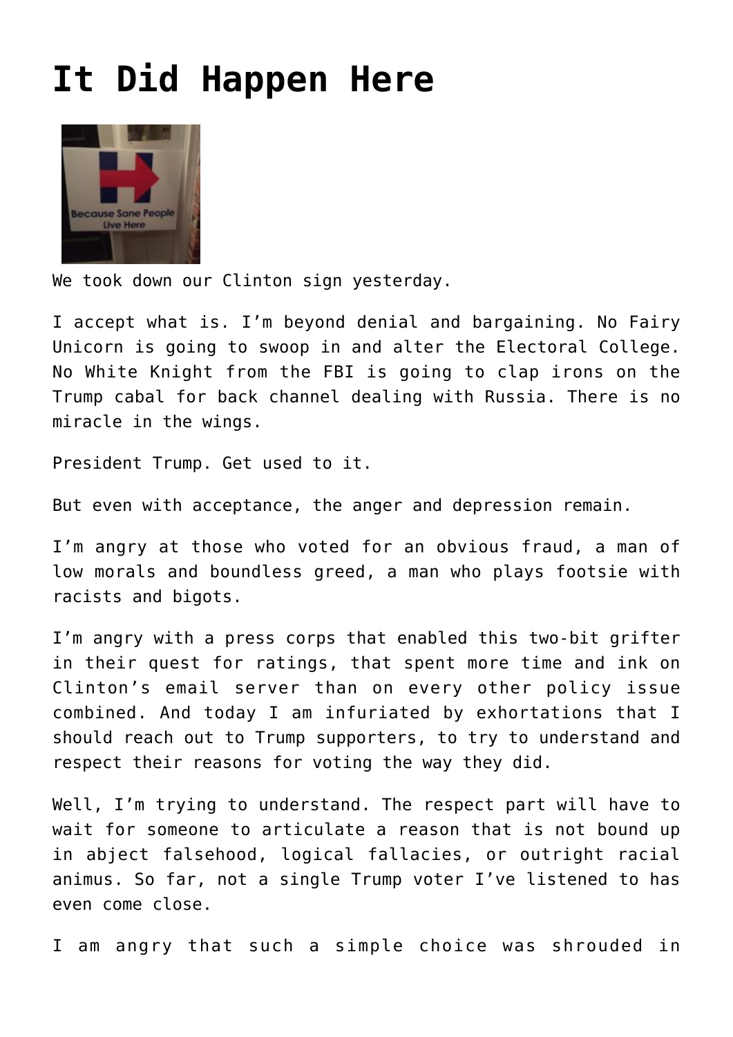# It Did Happen Here

We took down our Clinton sign yesterday.

I accept what is. I'm beyond denial and bargaining. No Fairy Unicorn is going to swoop in and alter the Electoral College. No White Knight from the FBI is going to clap irons on the Trump cabal for back channel dealing with Russia. There is no miracle in the wings.

President Trump. Get used to it.

But even with acceptance, the anger and depression remain.

I'm angry at those who voted for an obvious fraud, a man of low morals and boundless greed, a man who plays footsie with racists and bigots.

I'm angry with a press corps that enabled this two-bit grifter in their quest for ratings, that spent more time and ink on Clinton's email server than on every other policy issue combined. And today I am infuriated by exhortations that I should reach out to Trump supporters, to try to understand and respect their reasons for voting the way they did.

Well, I'm trying to understand. The respect part will have to wait for someone to articulate a reason that is not bound up in abject falsehood, logical fallacies, or outright racial animus. So far, not a single Trump voter I've listened to has even come close.

I am angry that such a simple choice was shrouded in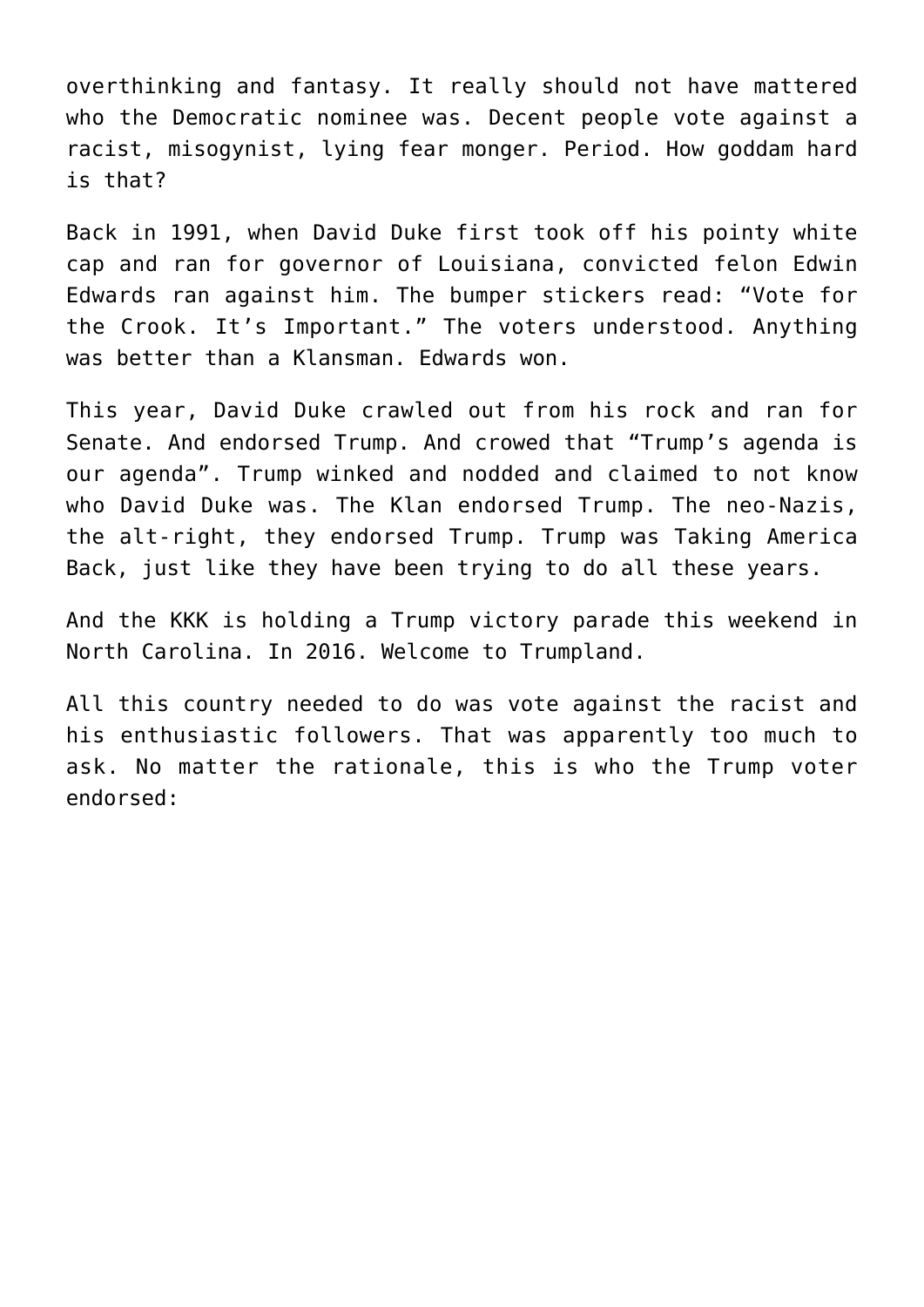overthinking and fantasy. It really should not have mattered who the Democratic nominee was. Decent people vote against a racist, misogynist, lying fear monger. Period. How goddam hard is that?

Back in 1991, when David Duke first took off his pointy white cap and ran for governor of Louisiana, convicted felon Edwin Edwards ran against him. The bumper stickers read: "Vote for the Crook. It's Important." The voters understood. Anything was better than a Klansman. Edwards won.

This year, David Duke crawled out from his rock and ran for Senate. And endorsed Trump. And crowed that "Trump's agenda is our agenda". Trump winked and nodded and claimed to not know who David Duke was. The Klan endorsed Trump. The neo-Nazis, the alt-right, they endorsed Trump. Trump was Taking America Back, just like they have been trying to do all these years.

And the KKK is holding a Trump victory parade this weekend in North Carolina. In 2016. Welcome to Trumpland.

All this country needed to do was vote against the racist and his enthusiastic followers. That was apparently too much to ask. No matter the rationale, this is who the Trump voter endorsed: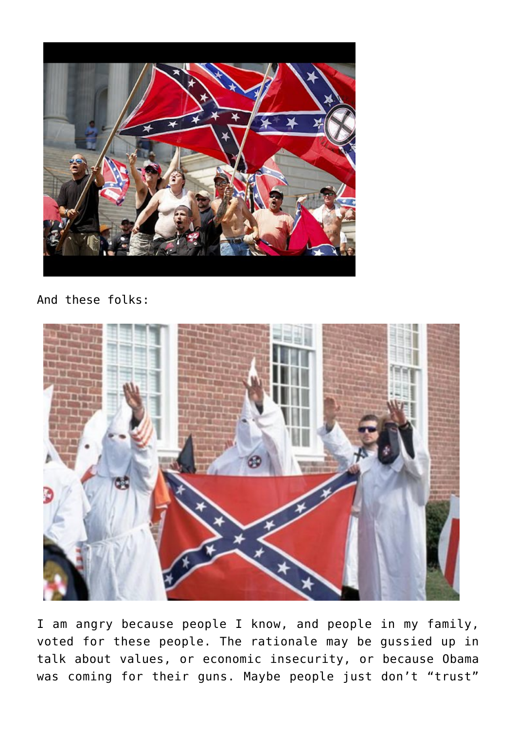And these folks:

I am angry because people I know, and people in my family, voted for these people. The rationale may be gussied up in talk about values, or economic insecurity, or because Obama was coming for their guns. Maybe people just don't "trust"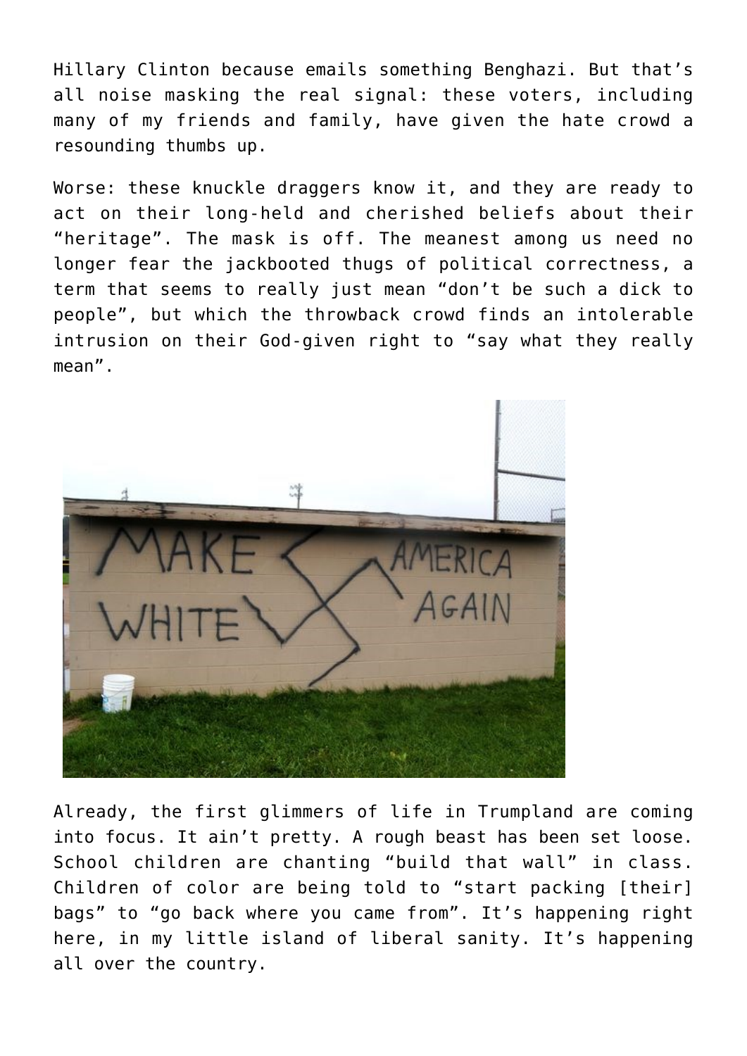Hillary Clinton because emails something Benghazi. But that’s all noise masking the real signal: these voters, including many of my friends and family, have given the hate crowd a resounding thumbs up.

Worse: these knuckle draggers know it, and they are ready to act on their long-held and cherished beliefs about their “heritage”. The mask is off. The meanest among us need no longer fear the jackbooted thugs of political correctness, a term that seems to really just mean “don’t be such a dick to people”, but which the throwback crowd finds an intolerable intrusion on their God-given right to “say what they really mean”.

Already, the first glimmers of life in Trumpland are coming into focus. It ain’t pretty. A rough beast has been set loose. School children are chanting “build that wall” in class. Children of color are being told to “start packing [their] bags” to “go back where you came from”. It’s happening right here, in my little island of liberal sanity. It’s happening all over the country.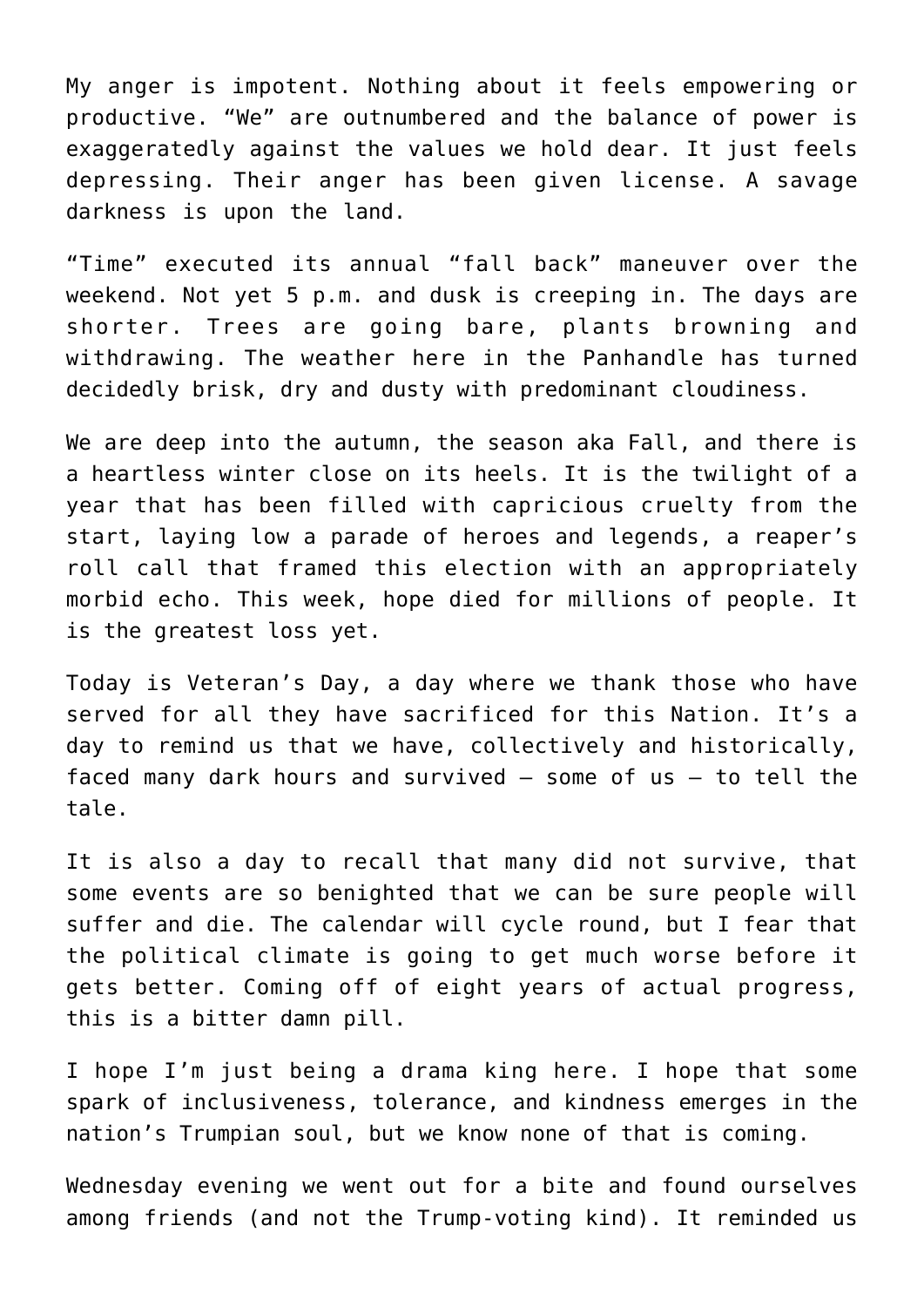My anger is impotent. Nothing about it feels empowering or productive. “We” are outnumbered and the balance of power is exaggeratedly against the values we hold dear. It just feels depressing. Their anger has been given license. A savage darkness is upon the land.

“Time” executed its annual “fall back” maneuver over the weekend. Not yet 5 p.m. and dusk is creeping in. The days are shorter. Trees are going bare, plants browning and withdrawing. The weather here in the Panhandle has turned decidedly brisk, dry and dusty with predominant cloudiness.

We are deep into the autumn, the season aka Fall, and there is a heartless winter close on its heels. It is the twilight of a year that has been filled with capricious cruelty from the start, laying low a parade of heroes and legends, a reaper’s roll call that framed this election with an appropriately morbid echo. This week, hope died for millions of people. It is the greatest loss yet.

Today is Veteran’s Day, a day where we thank those who have served for all they have sacrificed for this Nation. It’s a day to remind us that we have, collectively and historically, faced many dark hours and survived – some of us – to tell the tale.

It is also a day to recall that many did not survive, that some events are so benighted that we can be sure people will suffer and die. The calendar will cycle round, but I fear that the political climate is going to get much worse before it gets better. Coming off of eight years of actual progress, this is a bitter damn pill.

I hope I’m just being a drama king here. I hope that some spark of inclusiveness, tolerance, and kindness emerges in the nation’s Trumpian soul, but we know none of that is coming.

Wednesday evening we went out for a bite and found ourselves among friends (and not the Trump-voting kind). It reminded us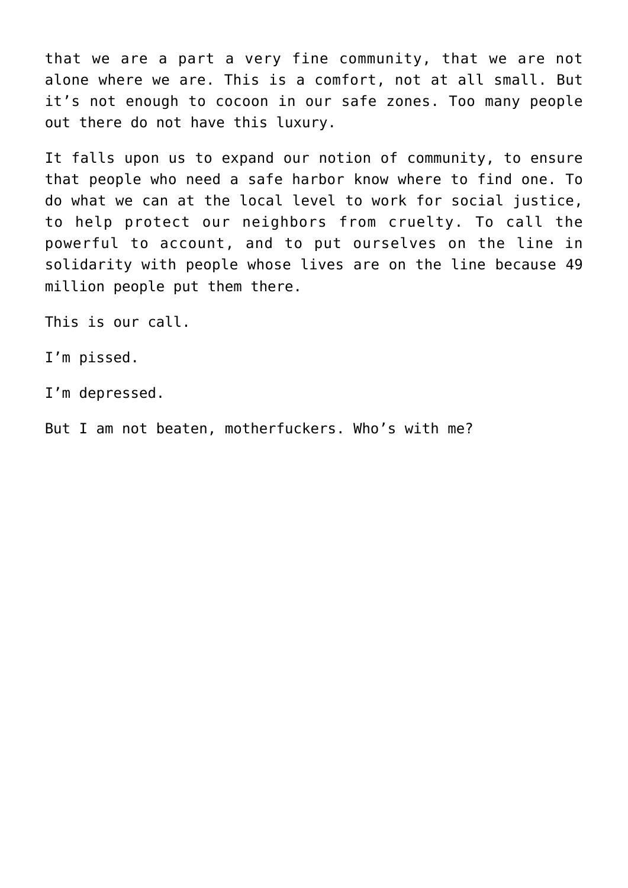that we are a part a very fine community, that we are not alone where we are. This is a comfort, not at all small. But it's not enough to cocoon in our safe zones. Too many people out there do not have this luxury.

It falls upon us to expand our notion of community, to ensure that people who need a safe harbor know where to find one. To do what we can at the local level to work for social justice, to help protect our neighbors from cruelty. To call the powerful to account, and to put ourselves on the line in solidarity with people whose lives are on the line because 49 million people put them there.

This is our call.

I'm pissed.

I'm depressed.

But I am not beaten, motherfuckers. Who's with me?